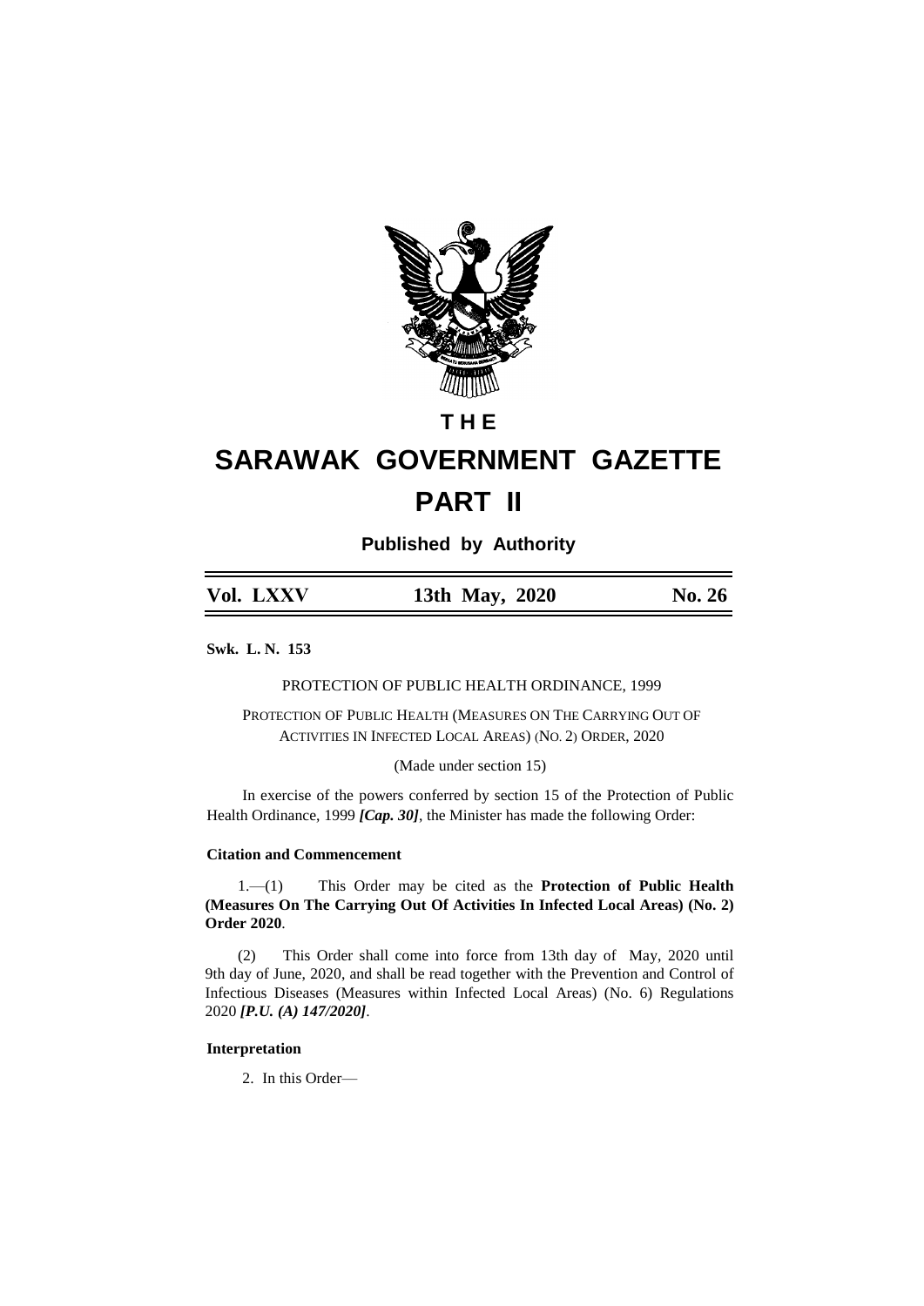# THE

# SARAWAK GOVERNMENT GAZETTE

# PART II

**Published by Authority**

| Vol. LXXV | 13th May, 2020 | No. 26 |
|---|---|---|

**Swk. L. N. 153**

PROTECTION OF PUBLIC HEALTH ORDINANCE, 1999

PROTECTION OF PUBLIC HEALTH (MEASURES ON THE CARRYING OUT OF ACTIVITIES IN INFECTED LOCAL AREAS) (NO. 2) ORDER, 2020

(Made under section 15)

In exercise of the powers conferred by section 15 of the Protection of Public Health Ordinance, 1999 ***[Cap. 30]***, the Minister has made the following Order:

### Citation and Commencement

1.—(1) This Order may be cited as the **Protection of Public Health (Measures On The Carrying Out Of Activities In Infected Local Areas) (No. 2) Order 2020**.

(2) This Order shall come into force from 13th day of May, 2020 until 9th day of June, 2020, and shall be read together with the Prevention and Control of Infectious Diseases (Measures within Infected Local Areas) (No. 6) Regulations 2020 ***[P.U. (A) 147/2020]***.

### Interpretation

2. In this Order—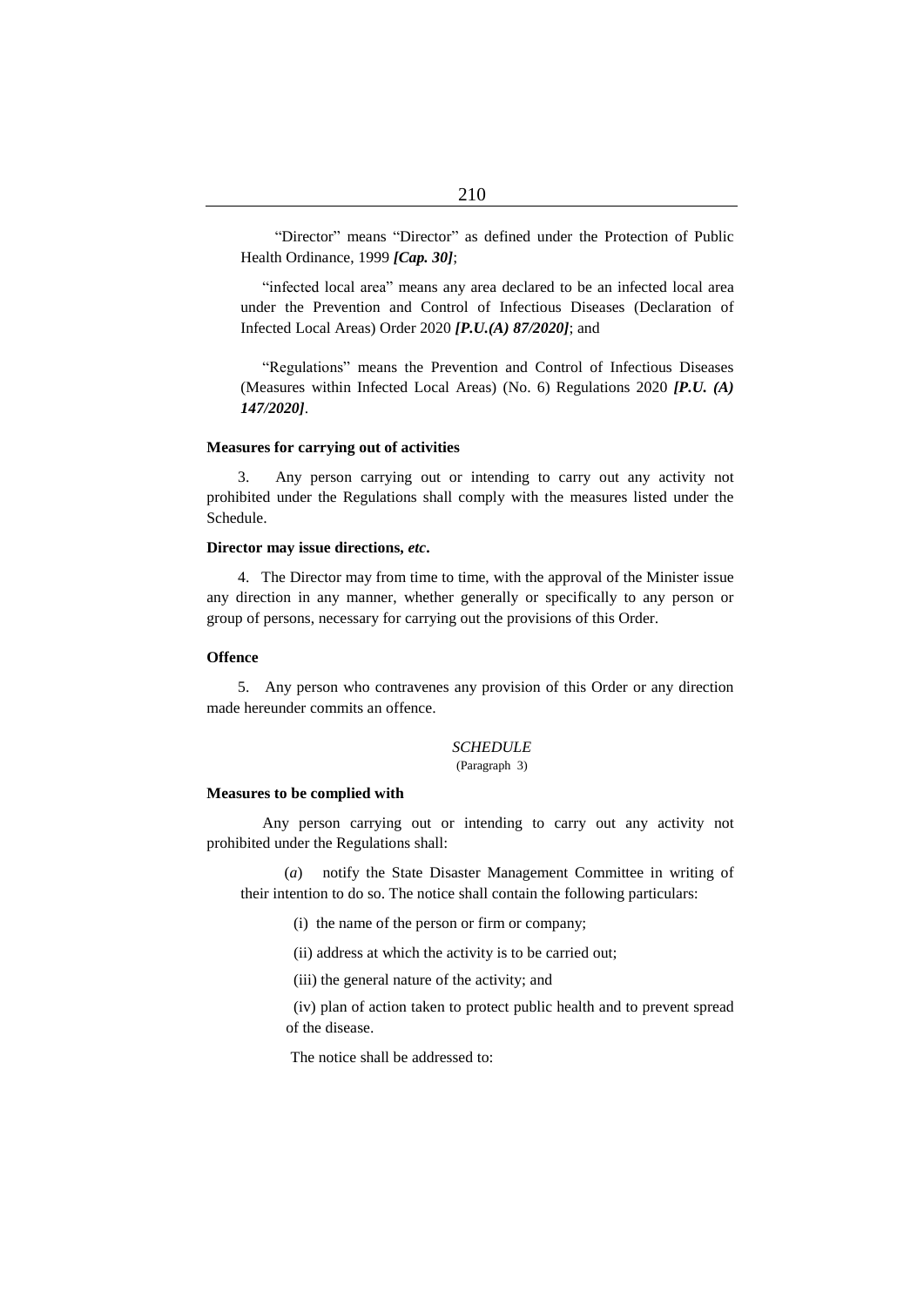"Director" means "Director" as defined under the Protection of Public Health Ordinance, 1999 ***[Cap. 30]***;

"infected local area" means any area declared to be an infected local area under the Prevention and Control of Infectious Diseases (Declaration of Infected Local Areas) Order 2020 ***[P.U.(A) 87/2020]***; and

"Regulations" means the Prevention and Control of Infectious Diseases (Measures within Infected Local Areas) (No. 6) Regulations 2020 ***[P.U. (A) 147/2020]***.

**Measures for carrying out of activities**

3. Any person carrying out or intending to carry out any activity not prohibited under the Regulations shall comply with the measures listed under the Schedule.

**Director may issue directions, *etc*.**

4. The Director may from time to time, with the approval of the Minister issue any direction in any manner, whether generally or specifically to any person or group of persons, necessary for carrying out the provisions of this Order.

**Offence**

5. Any person who contravenes any provision of this Order or any direction made hereunder commits an offence.

*SCHEDULE*

(Paragraph 3)

**Measures to be complied with**

Any person carrying out or intending to carry out any activity not prohibited under the Regulations shall:

(*a*) notify the State Disaster Management Committee in writing of their intention to do so. The notice shall contain the following particulars:

(i) the name of the person or firm or company;

(ii) address at which the activity is to be carried out;

(iii) the general nature of the activity; and

(iv) plan of action taken to protect public health and to prevent spread of the disease.

The notice shall be addressed to: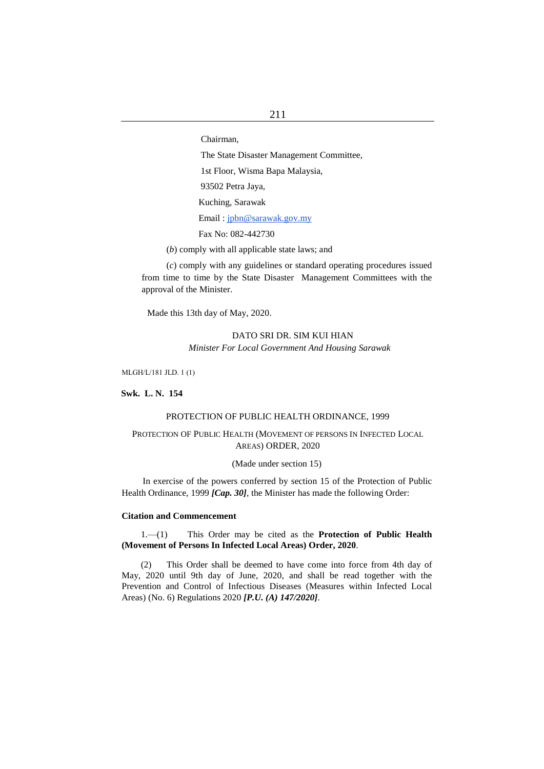Chairman,

The State Disaster Management Committee,

1st Floor, Wisma Bapa Malaysia,

93502 Petra Jaya,

Kuching, Sarawak

Email : jpbn@sarawak.gov.my

Fax No: 082-442730

(*b*) comply with all applicable state laws; and

(*c*) comply with any guidelines or standard operating procedures issued from time to time by the State Disaster Management Committees with the approval of the Minister.

Made this 13th day of May, 2020.

DATO SRI DR. SIM KUI HIAN
*Minister For Local Government And Housing Sarawak*

MLGH/L/181 JLD. 1 (1)

**Swk. L. N. 154**

PROTECTION OF PUBLIC HEALTH ORDINANCE, 1999

PROTECTION OF PUBLIC HEALTH (MOVEMENT OF PERSONS IN INFECTED LOCAL AREAS) ORDER, 2020

(Made under section 15)

In exercise of the powers conferred by section 15 of the Protection of Public Health Ordinance, 1999 ***[Cap. 30]***, the Minister has made the following Order:

**Citation and Commencement**

1.—(1) This Order may be cited as the **Protection of Public Health (Movement of Persons In Infected Local Areas) Order, 2020**.

(2) This Order shall be deemed to have come into force from 4th day of May, 2020 until 9th day of June, 2020, and shall be read together with the Prevention and Control of Infectious Diseases (Measures within Infected Local Areas) (No. 6) Regulations 2020 ***[P.U. (A) 147/2020]***.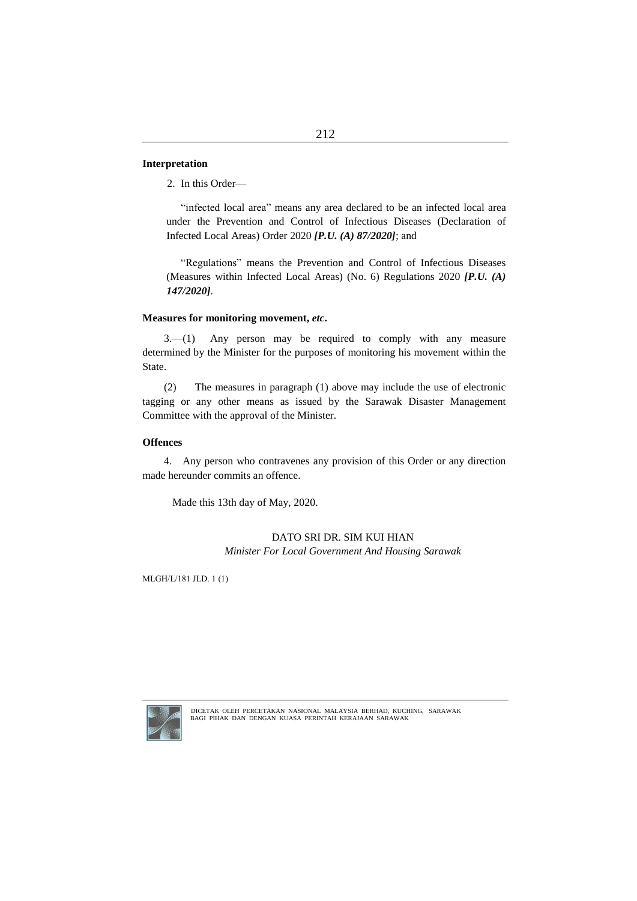**Interpretation**

2. In this Order—

"infected local area" means any area declared to be an infected local area under the Prevention and Control of Infectious Diseases (Declaration of Infected Local Areas) Order 2020 ***[P.U. (A) 87/2020]***; and

"Regulations" means the Prevention and Control of Infectious Diseases (Measures within Infected Local Areas) (No. 6) Regulations 2020 ***[P.U. (A) 147/2020]***.

**Measures for monitoring movement, *etc*.**

3.—(1) Any person may be required to comply with any measure determined by the Minister for the purposes of monitoring his movement within the State.

(2) The measures in paragraph (1) above may include the use of electronic tagging or any other means as issued by the Sarawak Disaster Management Committee with the approval of the Minister.

**Offences**

4. Any person who contravenes any provision of this Order or any direction made hereunder commits an offence.

Made this 13th day of May, 2020.

DATO SRI DR. SIM KUI HIAN
*Minister For Local Government And Housing Sarawak*

MLGH/L/181 JLD. 1 (1)

DICETAK OLEH PERCETAKAN NASIONAL MALAYSIA BERHAD, KUCHING, SARAWAK
BAGI PIHAK DAN DENGAN KUASA PERINTAH KERAJAAN SARAWAK